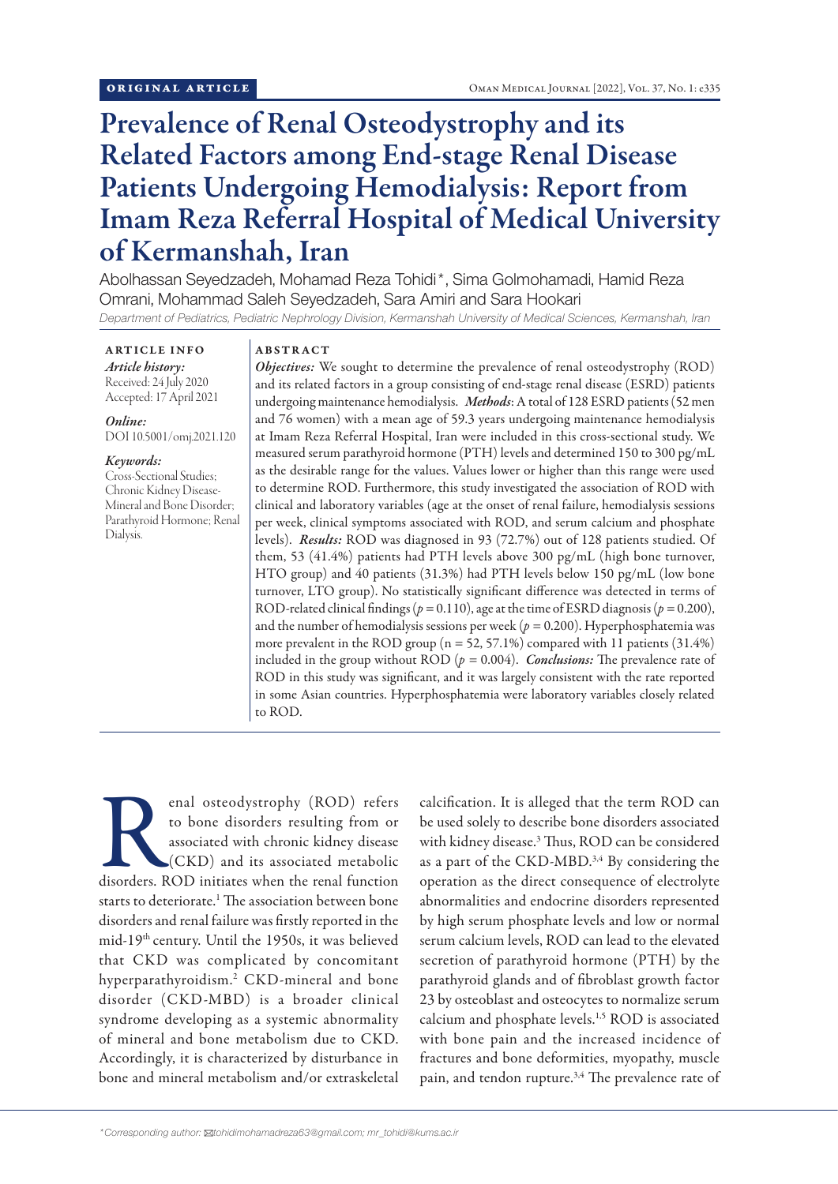ORIGINAL ARTICLE

# Prevalence of Renal Osteodystrophy and its Related Factors among End-stage Renal Disease Patients Undergoing Hemodialysis: Report from Imam Reza Referral Hospital of Medical University of Kermanshah, Iran

Abolhassan Seyedzadeh, Mohamad Reza Tohidi*, Sima Golmohamadi, Hamid Reza Omrani, Mohammad Saleh Seyedzadeh, Sara Amiri and Sara Hookari

*Department of Pediatrics, Pediatric Nephrology Division, Kermanshah University of Medical Sciences, Kermanshah, Iran*

## ARTICLE INFO

*Article history:*
Received: 24 July 2020
Accepted: 17 April 2021

*Online:*
DOI 10.5001/omj.2021.120

*Keywords:*
Cross-Sectional Studies; Chronic Kidney Disease-Mineral and Bone Disorder; Parathyroid Hormone; Renal Dialysis.

## ABSTRACT

***Objectives:*** We sought to determine the prevalence of renal osteodystrophy (ROD) and its related factors in a group consisting of end-stage renal disease (ESRD) patients undergoing maintenance hemodialysis. ***Methods***: A total of 128 ESRD patients (52 men and 76 women) with a mean age of 59.3 years undergoing maintenance hemodialysis at Imam Reza Referral Hospital, Iran were included in this cross-sectional study. We measured serum parathyroid hormone (PTH) levels and determined 150 to 300 pg/mL as the desirable range for the values. Values lower or higher than this range were used to determine ROD. Furthermore, this study investigated the association of ROD with clinical and laboratory variables (age at the onset of renal failure, hemodialysis sessions per week, clinical symptoms associated with ROD, and serum calcium and phosphate levels). ***Results:*** ROD was diagnosed in 93 (72.7%) out of 128 patients studied. Of them, 53 (41.4%) patients had PTH levels above 300 pg/mL (high bone turnover, HTO group) and 40 patients (31.3%) had PTH levels below 150 pg/mL (low bone turnover, LTO group). No statistically significant difference was detected in terms of ROD-related clinical findings ($p = 0.110$), age at the time of ESRD diagnosis ($p = 0.200$), and the number of hemodialysis sessions per week ($p = 0.200$). Hyperphosphatemia was more prevalent in the ROD group (n = 52, 57.1%) compared with 11 patients (31.4%) included in the group without ROD ($p = 0.004$). ***Conclusions:*** The prevalence rate of ROD in this study was significant, and it was largely consistent with the rate reported in some Asian countries. Hyperphosphatemia were laboratory variables closely related to ROD.

Renal osteodystrophy (ROD) refers to bone disorders resulting from or associated with chronic kidney disease (CKD) and its associated metabolic disorders. ROD initiates when the renal function starts to deteriorate.[1] The association between bone disorders and renal failure was firstly reported in the mid-19th century. Until the 1950s, it was believed that CKD was complicated by concomitant hyperparathyroidism.[2] CKD-mineral and bone disorder (CKD-MBD) is a broader clinical syndrome developing as a systemic abnormality of mineral and bone metabolism due to CKD. Accordingly, it is characterized by disturbance in bone and mineral metabolism and/or extraskeletal calcification. It is alleged that the term ROD can be used solely to describe bone disorders associated with kidney disease.[3] Thus, ROD can be considered as a part of the CKD-MBD.[3,4] By considering the operation as the direct consequence of electrolyte abnormalities and endocrine disorders represented by high serum phosphate levels and low or normal serum calcium levels, ROD can lead to the elevated secretion of parathyroid hormone (PTH) by the parathyroid glands and of fibroblast growth factor 23 by osteoblast and osteocytes to normalize serum calcium and phosphate levels.[1,5] ROD is associated with bone pain and the increased incidence of fractures and bone deformities, myopathy, muscle pain, and tendon rupture.[3,4] The prevalence rate of

*Corresponding author: tohidimohamadreza63@gmail.com; mr_tohidi@kums.ac.ir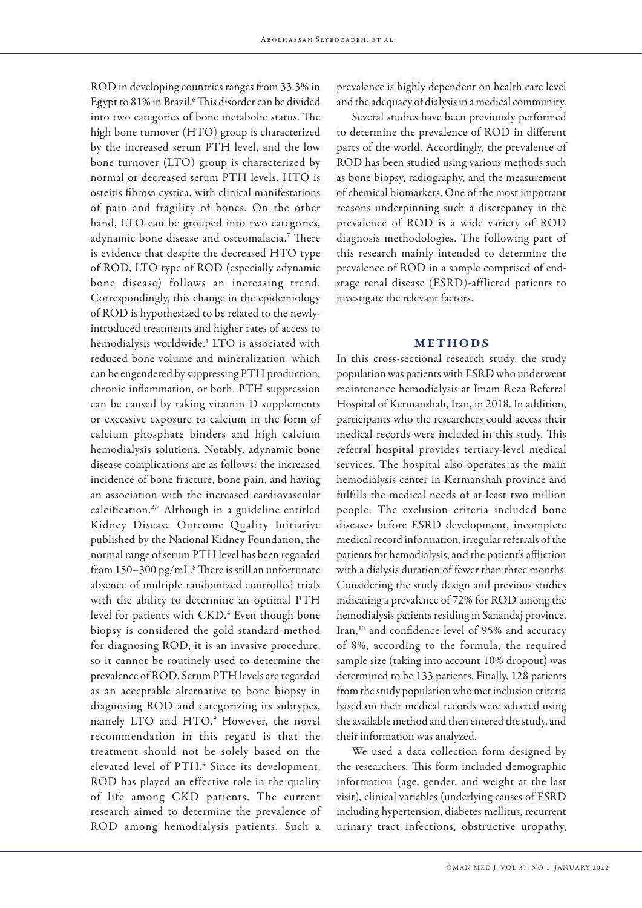ROD in developing countries ranges from 33.3% in Egypt to 81% in Brazil.[6] This disorder can be divided into two categories of bone metabolic status. The high bone turnover (HTO) group is characterized by the increased serum PTH level, and the low bone turnover (LTO) group is characterized by normal or decreased serum PTH levels. HTO is osteitis fibrosa cystica, with clinical manifestations of pain and fragility of bones. On the other hand, LTO can be grouped into two categories, adynamic bone disease and osteomalacia.[7] There is evidence that despite the decreased HTO type of ROD, LTO type of ROD (especially adynamic bone disease) follows an increasing trend. Correspondingly, this change in the epidemiology of ROD is hypothesized to be related to the newly-introduced treatments and higher rates of access to hemodialysis worldwide.[1] LTO is associated with reduced bone volume and mineralization, which can be engendered by suppressing PTH production, chronic inflammation, or both. PTH suppression can be caused by taking vitamin D supplements or excessive exposure to calcium in the form of calcium phosphate binders and high calcium hemodialysis solutions. Notably, adynamic bone disease complications are as follows: the increased incidence of bone fracture, bone pain, and having an association with the increased cardiovascular calcification.[2,7] Although in a guideline entitled Kidney Disease Outcome Quality Initiative published by the National Kidney Foundation, the normal range of serum PTH level has been regarded from 150–300 pg/mL.[8] There is still an unfortunate absence of multiple randomized controlled trials with the ability to determine an optimal PTH level for patients with CKD.[4] Even though bone biopsy is considered the gold standard method for diagnosing ROD, it is an invasive procedure, so it cannot be routinely used to determine the prevalence of ROD. Serum PTH levels are regarded as an acceptable alternative to bone biopsy in diagnosing ROD and categorizing its subtypes, namely LTO and HTO.[9] However, the novel recommendation in this regard is that the treatment should not be solely based on the elevated level of PTH.[4] Since its development, ROD has played an effective role in the quality of life among CKD patients. The current research aimed to determine the prevalence of ROD among hemodialysis patients. Such a prevalence is highly dependent on health care level and the adequacy of dialysis in a medical community.

Several studies have been previously performed to determine the prevalence of ROD in different parts of the world. Accordingly, the prevalence of ROD has been studied using various methods such as bone biopsy, radiography, and the measurement of chemical biomarkers. One of the most important reasons underpinning such a discrepancy in the prevalence of ROD is a wide variety of ROD diagnosis methodologies. The following part of this research mainly intended to determine the prevalence of ROD in a sample comprised of end-stage renal disease (ESRD)-afflicted patients to investigate the relevant factors.

## METHODS

In this cross-sectional research study, the study population was patients with ESRD who underwent maintenance hemodialysis at Imam Reza Referral Hospital of Kermanshah, Iran, in 2018. In addition, participants who the researchers could access their medical records were included in this study. This referral hospital provides tertiary-level medical services. The hospital also operates as the main hemodialysis center in Kermanshah province and fulfills the medical needs of at least two million people. The exclusion criteria included bone diseases before ESRD development, incomplete medical record information, irregular referrals of the patients for hemodialysis, and the patient's affliction with a dialysis duration of fewer than three months. Considering the study design and previous studies indicating a prevalence of 72% for ROD among the hemodialysis patients residing in Sanandaj province, Iran,[10] and confidence level of 95% and accuracy of 8%, according to the formula, the required sample size (taking into account 10% dropout) was determined to be 133 patients. Finally, 128 patients from the study population who met inclusion criteria based on their medical records were selected using the available method and then entered the study, and their information was analyzed.

We used a data collection form designed by the researchers. This form included demographic information (age, gender, and weight at the last visit), clinical variables (underlying causes of ESRD including hypertension, diabetes mellitus, recurrent urinary tract infections, obstructive uropathy,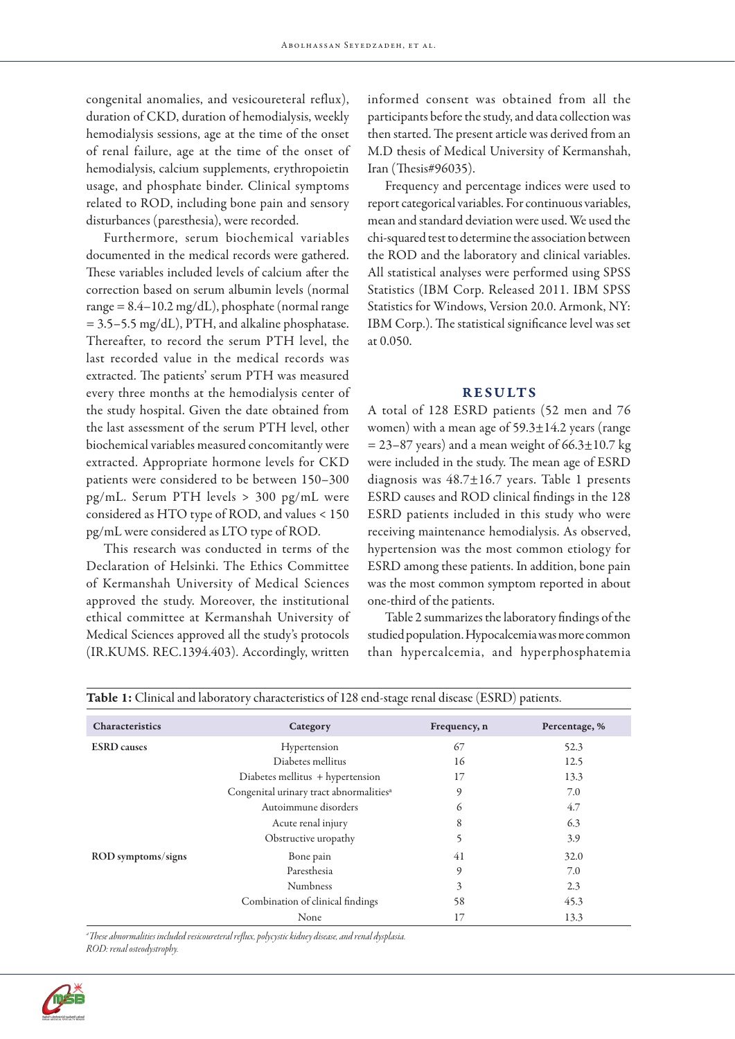congenital anomalies, and vesicoureteral reflux), duration of CKD, duration of hemodialysis, weekly hemodialysis sessions, age at the time of the onset of renal failure, age at the time of the onset of hemodialysis, calcium supplements, erythropoietin usage, and phosphate binder. Clinical symptoms related to ROD, including bone pain and sensory disturbances (paresthesia), were recorded.

Furthermore, serum biochemical variables documented in the medical records were gathered. These variables included levels of calcium after the correction based on serum albumin levels (normal range = 8.4–10.2 mg/dL), phosphate (normal range = 3.5–5.5 mg/dL), PTH, and alkaline phosphatase. Thereafter, to record the serum PTH level, the last recorded value in the medical records was extracted. The patients' serum PTH was measured every three months at the hemodialysis center of the study hospital. Given the date obtained from the last assessment of the serum PTH level, other biochemical variables measured concomitantly were extracted. Appropriate hormone levels for CKD patients were considered to be between 150–300 pg/mL. Serum PTH levels > 300 pg/mL were considered as HTO type of ROD, and values < 150 pg/mL were considered as LTO type of ROD.

This research was conducted in terms of the Declaration of Helsinki. The Ethics Committee of Kermanshah University of Medical Sciences approved the study. Moreover, the institutional ethical committee at Kermanshah University of Medical Sciences approved all the study's protocols (IR.KUMS. REC.1394.403). Accordingly, written informed consent was obtained from all the participants before the study, and data collection was then started. The present article was derived from an M.D thesis of Medical University of Kermanshah, Iran (Thesis#96035).

Frequency and percentage indices were used to report categorical variables. For continuous variables, mean and standard deviation were used. We used the chi-squared test to determine the association between the ROD and the laboratory and clinical variables. All statistical analyses were performed using SPSS Statistics (IBM Corp. Released 2011. IBM SPSS Statistics for Windows, Version 20.0. Armonk, NY: IBM Corp.). The statistical significance level was set at 0.050.

## RESULTS

A total of 128 ESRD patients (52 men and 76 women) with a mean age of 59.3±14.2 years (range = 23–87 years) and a mean weight of 66.3±10.7 kg were included in the study. The mean age of ESRD diagnosis was 48.7±16.7 years. Table 1 presents ESRD causes and ROD clinical findings in the 128 ESRD patients included in this study who were receiving maintenance hemodialysis. As observed, hypertension was the most common etiology for ESRD among these patients. In addition, bone pain was the most common symptom reported in about one-third of the patients.

Table 2 summarizes the laboratory findings of the studied population. Hypocalcemia was more common than hypercalcemia, and hyperphosphatemia

**Table 1:** Clinical and laboratory characteristics of 128 end-stage renal disease (ESRD) patients.

| Characteristics | Category | Frequency, n | Percentage, % |
|---|---|---|---|
| ESRD causes | Hypertension | 67 | 52.3 |
| | Diabetes mellitus | 16 | 12.5 |
| | Diabetes mellitus + hypertension | 17 | 13.3 |
| | Congenital urinary tract abnormalities[a] | 9 | 7.0 |
| | Autoimmune disorders | 6 | 4.7 |
| | Acute renal injury | 8 | 6.3 |
| | Obstructive uropathy | 5 | 3.9 |
| ROD symptoms/signs | Bone pain | 41 | 32.0 |
| | Paresthesia | 9 | 7.0 |
| | Numbness | 3 | 2.3 |
| | Combination of clinical findings | 58 | 45.3 |
| | None | 17 | 13.3 |

*[a]These abnormalities included vesicoureteral reflux, polycystic kidney disease, and renal dysplasia.*
*ROD: renal osteodystrophy.*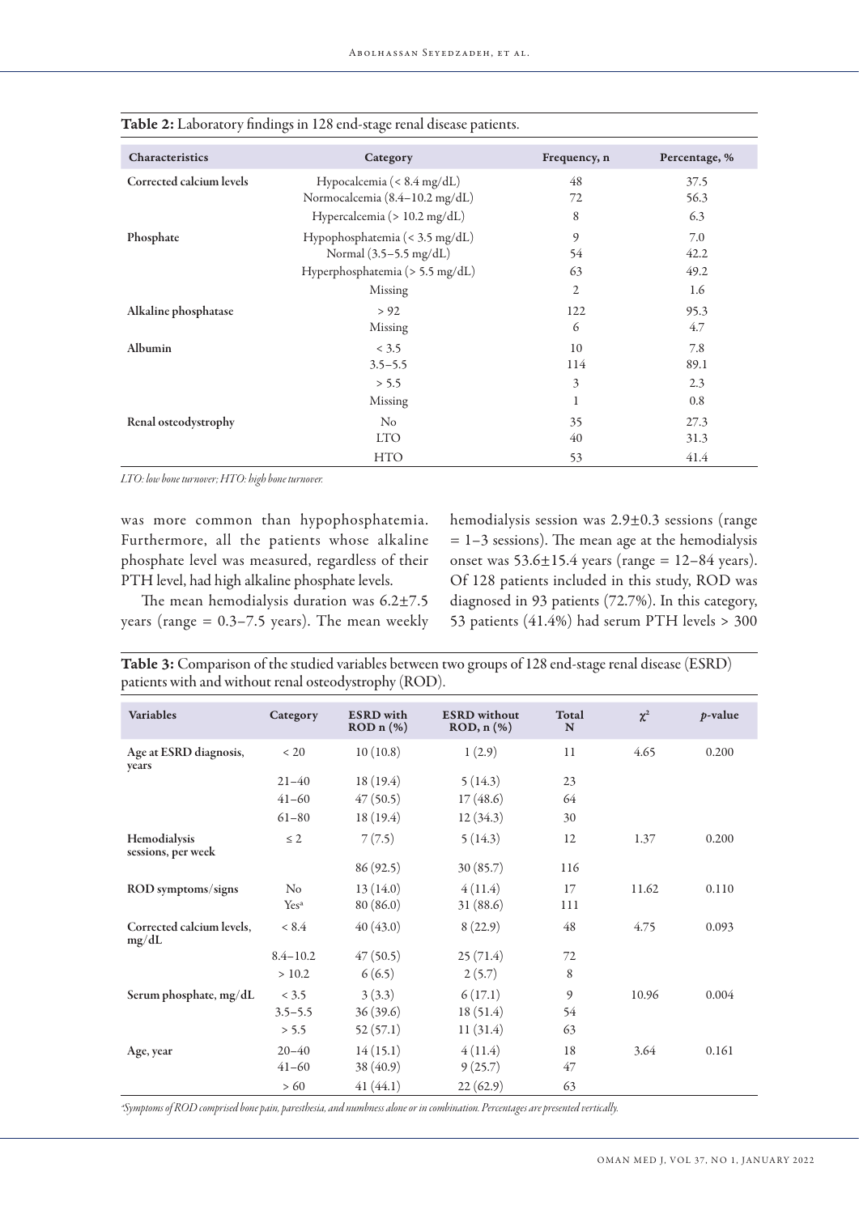**Table 2:** Laboratory findings in 128 end-stage renal disease patients.

| Characteristics | Category | Frequency, n | Percentage, % |
|---|---|---|---|
| Corrected calcium levels | Hypocalcemia (< 8.4 mg/dL) | 48 | 37.5 |
| | Normocalcemia (8.4–10.2 mg/dL) | 72 | 56.3 |
| | Hypercalcemia (> 10.2 mg/dL) | 8 | 6.3 |
| Phosphate | Hypophosphatemia (< 3.5 mg/dL) | 9 | 7.0 |
| | Normal (3.5–5.5 mg/dL) | 54 | 42.2 |
| | Hyperphosphatemia (> 5.5 mg/dL) | 63 | 49.2 |
| | Missing | 2 | 1.6 |
| Alkaline phosphatase | > 92 | 122 | 95.3 |
| | Missing | 6 | 4.7 |
| Albumin | < 3.5 | 10 | 7.8 |
| | 3.5–5.5 | 114 | 89.1 |
| | > 5.5 | 3 | 2.3 |
| | Missing | 1 | 0.8 |
| Renal osteodystrophy | No | 35 | 27.3 |
| | LTO | 40 | 31.3 |
| | HTO | 53 | 41.4 |

*LTO: low bone turnover; HTO: high bone turnover.*

was more common than hypophosphatemia. Furthermore, all the patients whose alkaline phosphate level was measured, regardless of their PTH level, had high alkaline phosphate levels.

The mean hemodialysis duration was 6.2±7.5 years (range = 0.3–7.5 years). The mean weekly hemodialysis session was 2.9±0.3 sessions (range = 1–3 sessions). The mean age at the hemodialysis onset was 53.6±15.4 years (range = 12–84 years). Of 128 patients included in this study, ROD was diagnosed in 93 patients (72.7%). In this category, 53 patients (41.4%) had serum PTH levels > 300

**Table 3:** Comparison of the studied variables between two groups of 128 end-stage renal disease (ESRD) patients with and without renal osteodystrophy (ROD).

| Variables | Category | ESRD with ROD n (%) | ESRD without ROD, n (%) | Total N | $\chi^2$ | *p*-value |
|---|---|---|---|---|---|---|
| Age at ESRD diagnosis, years | < 20 | 10 (10.8) | 1 (2.9) | 11 | 4.65 | 0.200 |
| | 21–40 | 18 (19.4) | 5 (14.3) | 23 | | |
| | 41–60 | 47 (50.5) | 17 (48.6) | 64 | | |
| | 61–80 | 18 (19.4) | 12 (34.3) | 30 | | |
| Hemodialysis sessions, per week | ≤ 2 | 7 (7.5) | 5 (14.3) | 12 | 1.37 | 0.200 |
| | | 86 (92.5) | 30 (85.7) | 116 | | |
| ROD symptoms/signs | No | 13 (14.0) | 4 (11.4) | 17 | 11.62 | 0.110 |
| | Yes[a] | 80 (86.0) | 31 (88.6) | 111 | | |
| Corrected calcium levels, mg/dL | < 8.4 | 40 (43.0) | 8 (22.9) | 48 | 4.75 | 0.093 |
| | 8.4–10.2 | 47 (50.5) | 25 (71.4) | 72 | | |
| | > 10.2 | 6 (6.5) | 2 (5.7) | 8 | | |
| Serum phosphate, mg/dL | < 3.5 | 3 (3.3) | 6 (17.1) | 9 | 10.96 | 0.004 |
| | 3.5–5.5 | 36 (39.6) | 18 (51.4) | 54 | | |
| | > 5.5 | 52 (57.1) | 11 (31.4) | 63 | | |
| Age, year | 20–40 | 14 (15.1) | 4 (11.4) | 18 | 3.64 | 0.161 |
| | 41–60 | 38 (40.9) | 9 (25.7) | 47 | | |
| | > 60 | 41 (44.1) | 22 (62.9) | 63 | | |

*[a]Symptoms of ROD comprised bone pain, paresthesia, and numbness alone or in combination. Percentages are presented vertically.*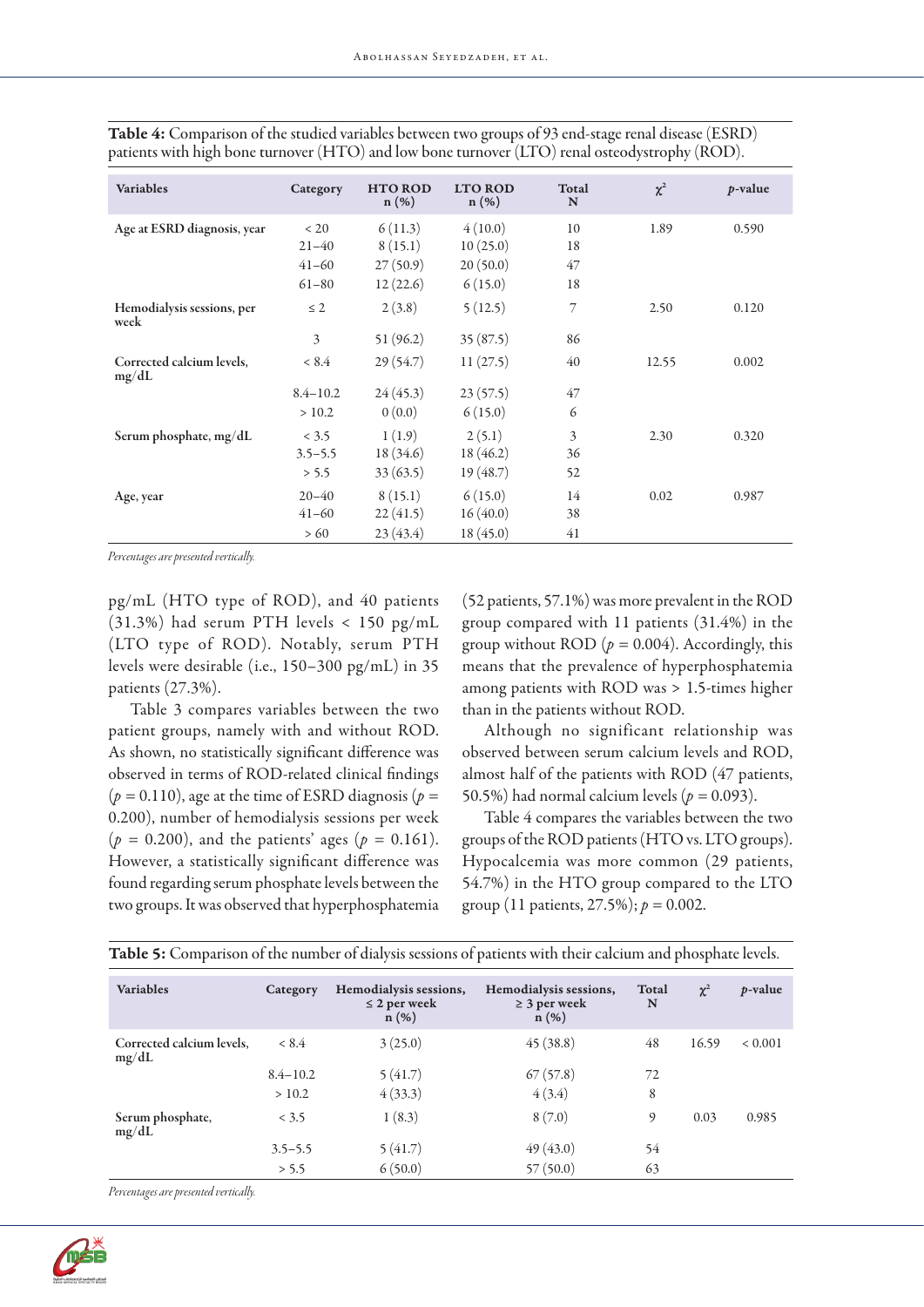**Table 4:** Comparison of the studied variables between two groups of 93 end-stage renal disease (ESRD) patients with high bone turnover (HTO) and low bone turnover (LTO) renal osteodystrophy (ROD).

| Variables | Category | HTO ROD n (%) | LTO ROD n (%) | Total N | $\chi^2$ | *p*-value |
|---|---|---|---|---|---|---|
| Age at ESRD diagnosis, year | < 20 | 6 (11.3) | 4 (10.0) | 10 | 1.89 | 0.590 |
| | 21–40 | 8 (15.1) | 10 (25.0) | 18 | | |
| | 41–60 | 27 (50.9) | 20 (50.0) | 47 | | |
| | 61–80 | 12 (22.6) | 6 (15.0) | 18 | | |
| Hemodialysis sessions, per week | ≤ 2 | 2 (3.8) | 5 (12.5) | 7 | 2.50 | 0.120 |
| | 3 | 51 (96.2) | 35 (87.5) | 86 | | |
| Corrected calcium levels, mg/dL | < 8.4 | 29 (54.7) | 11 (27.5) | 40 | 12.55 | 0.002 |
| | 8.4–10.2 | 24 (45.3) | 23 (57.5) | 47 | | |
| | > 10.2 | 0 (0.0) | 6 (15.0) | 6 | | |
| Serum phosphate, mg/dL | < 3.5 | 1 (1.9) | 2 (5.1) | 3 | 2.30 | 0.320 |
| | 3.5–5.5 | 18 (34.6) | 18 (46.2) | 36 | | |
| | > 5.5 | 33 (63.5) | 19 (48.7) | 52 | | |
| Age, year | 20–40 | 8 (15.1) | 6 (15.0) | 14 | 0.02 | 0.987 |
| | 41–60 | 22 (41.5) | 16 (40.0) | 38 | | |
| | > 60 | 23 (43.4) | 18 (45.0) | 41 | | |

*Percentages are presented vertically.*

pg/mL (HTO type of ROD), and 40 patients (31.3%) had serum PTH levels < 150 pg/mL (LTO type of ROD). Notably, serum PTH levels were desirable (i.e., 150–300 pg/mL) in 35 patients (27.3%).

Table 3 compares variables between the two patient groups, namely with and without ROD. As shown, no statistically significant difference was observed in terms of ROD-related clinical findings ($p = 0.110$), age at the time of ESRD diagnosis ($p = 0.200$), number of hemodialysis sessions per week ($p = 0.200$), and the patients' ages ($p = 0.161$). However, a statistically significant difference was found regarding serum phosphate levels between the two groups. It was observed that hyperphosphatemia (52 patients, 57.1%) was more prevalent in the ROD group compared with 11 patients (31.4%) in the group without ROD ($p = 0.004$). Accordingly, this means that the prevalence of hyperphosphatemia among patients with ROD was > 1.5-times higher than in the patients without ROD.

Although no significant relationship was observed between serum calcium levels and ROD, almost half of the patients with ROD (47 patients, 50.5%) had normal calcium levels ($p = 0.093$).

Table 4 compares the variables between the two groups of the ROD patients (HTO vs. LTO groups). Hypocalcemia was more common (29 patients, 54.7%) in the HTO group compared to the LTO group (11 patients, 27.5%); $p = 0.002$.

**Table 5:** Comparison of the number of dialysis sessions of patients with their calcium and phosphate levels.

| Variables | Category | Hemodialysis sessions, ≤ 2 per week n (%) | Hemodialysis sessions, ≥ 3 per week n (%) | Total N | $\chi^2$ | *p*-value |
|---|---|---|---|---|---|---|
| Corrected calcium levels, mg/dL | < 8.4 | 3 (25.0) | 45 (38.8) | 48 | 16.59 | < 0.001 |
| | 8.4–10.2 | 5 (41.7) | 67 (57.8) | 72 | | |
| | > 10.2 | 4 (33.3) | 4 (3.4) | 8 | | |
| Serum phosphate, mg/dL | < 3.5 | 1 (8.3) | 8 (7.0) | 9 | 0.03 | 0.985 |
| | 3.5–5.5 | 5 (41.7) | 49 (43.0) | 54 | | |
| | > 5.5 | 6 (50.0) | 57 (50.0) | 63 | | |

*Percentages are presented vertically.*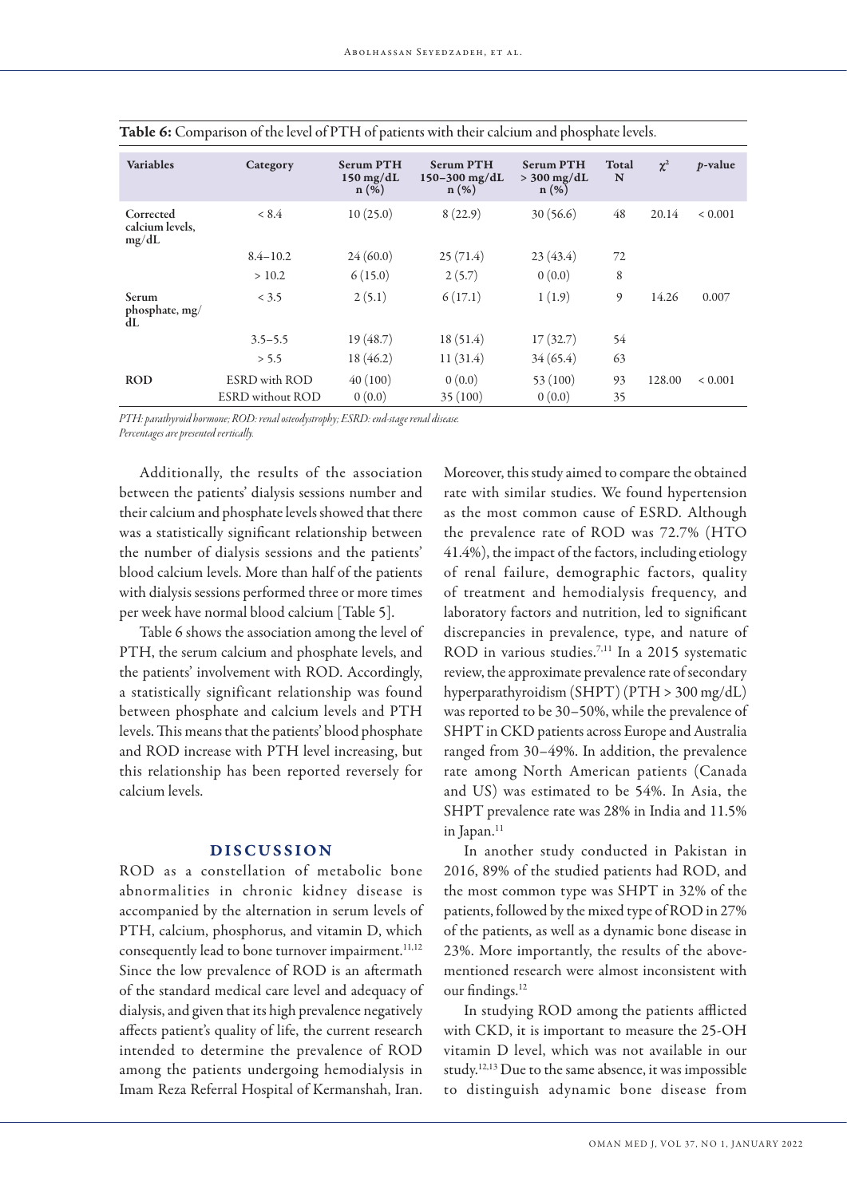**Table 6:** Comparison of the level of PTH of patients with their calcium and phosphate levels.

| Variables | Category | Serum PTH 150 mg/dL n (%) | Serum PTH 150–300 mg/dL n (%) | Serum PTH > 300 mg/dL n (%) | Total N | $\chi^2$ | *p*-value |
|---|---|---|---|---|---|---|---|
| Corrected calcium levels, mg/dL | < 8.4 | 10 (25.0) | 8 (22.9) | 30 (56.6) | 48 | 20.14 | < 0.001 |
| | 8.4–10.2 | 24 (60.0) | 25 (71.4) | 23 (43.4) | 72 | | |
| | > 10.2 | 6 (15.0) | 2 (5.7) | 0 (0.0) | 8 | | |
| Serum phosphate, mg/dL | < 3.5 | 2 (5.1) | 6 (17.1) | 1 (1.9) | 9 | 14.26 | 0.007 |
| | 3.5–5.5 | 19 (48.7) | 18 (51.4) | 17 (32.7) | 54 | | |
| | > 5.5 | 18 (46.2) | 11 (31.4) | 34 (65.4) | 63 | | |
| ROD | ESRD with ROD | 40 (100) | 0 (0.0) | 53 (100) | 93 | 128.00 | < 0.001 |
| | ESRD without ROD | 0 (0.0) | 35 (100) | 0 (0.0) | 35 | | |

*PTH: parathyroid hormone; ROD: renal osteodystrophy; ESRD: end-stage renal disease.*
*Percentages are presented vertically.*

Additionally, the results of the association between the patients' dialysis sessions number and their calcium and phosphate levels showed that there was a statistically significant relationship between the number of dialysis sessions and the patients' blood calcium levels. More than half of the patients with dialysis sessions performed three or more times per week have normal blood calcium [Table 5].

Table 6 shows the association among the level of PTH, the serum calcium and phosphate levels, and the patients' involvement with ROD. Accordingly, a statistically significant relationship was found between phosphate and calcium levels and PTH levels. This means that the patients' blood phosphate and ROD increase with PTH level increasing, but this relationship has been reported reversely for calcium levels.

## DISCUSSION

ROD as a constellation of metabolic bone abnormalities in chronic kidney disease is accompanied by the alternation in serum levels of PTH, calcium, phosphorus, and vitamin D, which consequently lead to bone turnover impairment.[11,12] Since the low prevalence of ROD is an aftermath of the standard medical care level and adequacy of dialysis, and given that its high prevalence negatively affects patient's quality of life, the current research intended to determine the prevalence of ROD among the patients undergoing hemodialysis in Imam Reza Referral Hospital of Kermanshah, Iran. Moreover, this study aimed to compare the obtained rate with similar studies. We found hypertension as the most common cause of ESRD. Although the prevalence rate of ROD was 72.7% (HTO 41.4%), the impact of the factors, including etiology of renal failure, demographic factors, quality of treatment and hemodialysis frequency, and laboratory factors and nutrition, led to significant discrepancies in prevalence, type, and nature of ROD in various studies.[7,11] In a 2015 systematic review, the approximate prevalence rate of secondary hyperparathyroidism (SHPT) (PTH > 300 mg/dL) was reported to be 30–50%, while the prevalence of SHPT in CKD patients across Europe and Australia ranged from 30–49%. In addition, the prevalence rate among North American patients (Canada and US) was estimated to be 54%. In Asia, the SHPT prevalence rate was 28% in India and 11.5% in Japan.[11]

In another study conducted in Pakistan in 2016, 89% of the studied patients had ROD, and the most common type was SHPT in 32% of the patients, followed by the mixed type of ROD in 27% of the patients, as well as a dynamic bone disease in 23%. More importantly, the results of the above-mentioned research were almost inconsistent with our findings.[12]

In studying ROD among the patients afflicted with CKD, it is important to measure the 25-OH vitamin D level, which was not available in our study.[12,13] Due to the same absence, it was impossible to distinguish adynamic bone disease from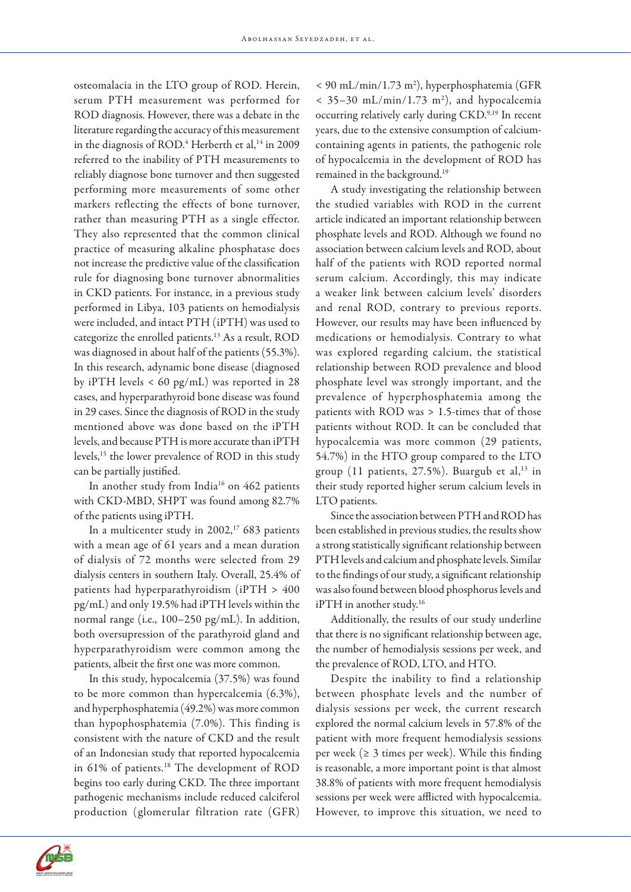osteomalacia in the LTO group of ROD. Herein, serum PTH measurement was performed for ROD diagnosis. However, there was a debate in the literature regarding the accuracy of this measurement in the diagnosis of ROD.[4] Herberth et al,[14] in 2009 referred to the inability of PTH measurements to reliably diagnose bone turnover and then suggested performing more measurements of some other markers reflecting the effects of bone turnover, rather than measuring PTH as a single effector. They also represented that the common clinical practice of measuring alkaline phosphatase does not increase the predictive value of the classification rule for diagnosing bone turnover abnormalities in CKD patients. For instance, in a previous study performed in Libya, 103 patients on hemodialysis were included, and intact PTH (iPTH) was used to categorize the enrolled patients.[13] As a result, ROD was diagnosed in about half of the patients (55.3%). In this research, adynamic bone disease (diagnosed by iPTH levels < 60 pg/mL) was reported in 28 cases, and hyperparathyroid bone disease was found in 29 cases. Since the diagnosis of ROD in the study mentioned above was done based on the iPTH levels, and because PTH is more accurate than iPTH levels,[15] the lower prevalence of ROD in this study can be partially justified.

In another study from India[16] on 462 patients with CKD-MBD, SHPT was found among 82.7% of the patients using iPTH.

In a multicenter study in 2002,[17] 683 patients with a mean age of 61 years and a mean duration of dialysis of 72 months were selected from 29 dialysis centers in southern Italy. Overall, 25.4% of patients had hyperparathyroidism (iPTH > 400 pg/mL) and only 19.5% had iPTH levels within the normal range (i.e., 100–250 pg/mL). In addition, both oversupression of the parathyroid gland and hyperparathyroidism were common among the patients, albeit the first one was more common.

In this study, hypocalcemia (37.5%) was found to be more common than hypercalcemia (6.3%), and hyperphosphatemia (49.2%) was more common than hypophosphatemia (7.0%). This finding is consistent with the nature of CKD and the result of an Indonesian study that reported hypocalcemia in 61% of patients.[18] The development of ROD begins too early during CKD. The three important pathogenic mechanisms include reduced calciferol production (glomerular filtration rate (GFR) < 90 mL/min/1.73 m$^2$), hyperphosphatemia (GFR < 35–30 mL/min/1.73 m$^2$), and hypocalcemia occurring relatively early during CKD.[9,19] In recent years, due to the extensive consumption of calcium-containing agents in patients, the pathogenic role of hypocalcemia in the development of ROD has remained in the background.[19]

A study investigating the relationship between the studied variables with ROD in the current article indicated an important relationship between phosphate levels and ROD. Although we found no association between calcium levels and ROD, about half of the patients with ROD reported normal serum calcium. Accordingly, this may indicate a weaker link between calcium levels' disorders and renal ROD, contrary to previous reports. However, our results may have been influenced by medications or hemodialysis. Contrary to what was explored regarding calcium, the statistical relationship between ROD prevalence and blood phosphate level was strongly important, and the prevalence of hyperphosphatemia among the patients with ROD was > 1.5-times that of those patients without ROD. It can be concluded that hypocalcemia was more common (29 patients, 54.7%) in the HTO group compared to the LTO group (11 patients, 27.5%). Buargub et al,[13] in their study reported higher serum calcium levels in LTO patients.

Since the association between PTH and ROD has been established in previous studies, the results show a strong statistically significant relationship between PTH levels and calcium and phosphate levels. Similar to the findings of our study, a significant relationship was also found between blood phosphorus levels and iPTH in another study.[16]

Additionally, the results of our study underline that there is no significant relationship between age, the number of hemodialysis sessions per week, and the prevalence of ROD, LTO, and HTO.

Despite the inability to find a relationship between phosphate levels and the number of dialysis sessions per week, the current research explored the normal calcium levels in 57.8% of the patient with more frequent hemodialysis sessions per week (≥ 3 times per week). While this finding is reasonable, a more important point is that almost 38.8% of patients with more frequent hemodialysis sessions per week were afflicted with hypocalcemia. However, to improve this situation, we need to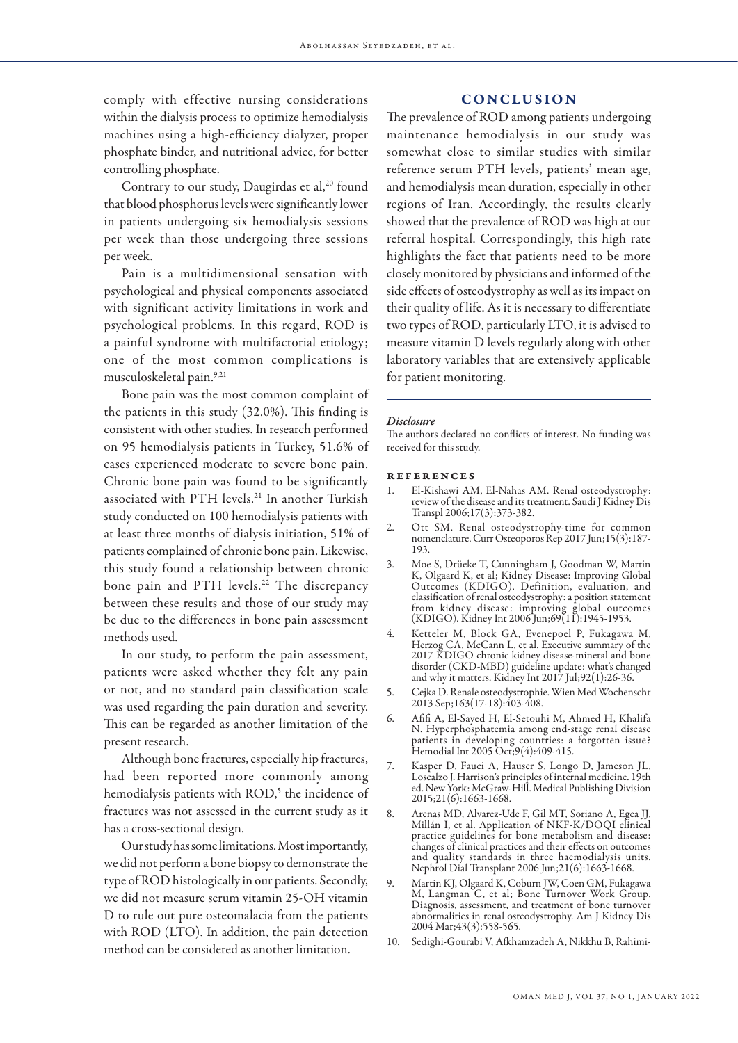comply with effective nursing considerations within the dialysis process to optimize hemodialysis machines using a high-efficiency dialyzer, proper phosphate binder, and nutritional advice, for better controlling phosphate.

Contrary to our study, Daugirdas et al,[20] found that blood phosphorus levels were significantly lower in patients undergoing six hemodialysis sessions per week than those undergoing three sessions per week.

Pain is a multidimensional sensation with psychological and physical components associated with significant activity limitations in work and psychological problems. In this regard, ROD is a painful syndrome with multifactorial etiology; one of the most common complications is musculoskeletal pain.[9,21]

Bone pain was the most common complaint of the patients in this study (32.0%). This finding is consistent with other studies. In research performed on 95 hemodialysis patients in Turkey, 51.6% of cases experienced moderate to severe bone pain. Chronic bone pain was found to be significantly associated with PTH levels.[21] In another Turkish study conducted on 100 hemodialysis patients with at least three months of dialysis initiation, 51% of patients complained of chronic bone pain. Likewise, this study found a relationship between chronic bone pain and PTH levels.[22] The discrepancy between these results and those of our study may be due to the differences in bone pain assessment methods used.

In our study, to perform the pain assessment, patients were asked whether they felt any pain or not, and no standard pain classification scale was used regarding the pain duration and severity. This can be regarded as another limitation of the present research.

Although bone fractures, especially hip fractures, had been reported more commonly among hemodialysis patients with ROD,[5] the incidence of fractures was not assessed in the current study as it has a cross-sectional design.

Our study has some limitations. Most importantly, we did not perform a bone biopsy to demonstrate the type of ROD histologically in our patients. Secondly, we did not measure serum vitamin 25-OH vitamin D to rule out pure osteomalacia from the patients with ROD (LTO). In addition, the pain detection method can be considered as another limitation.

## CONCLUSION

The prevalence of ROD among patients undergoing maintenance hemodialysis in our study was somewhat close to similar studies with similar reference serum PTH levels, patients' mean age, and hemodialysis mean duration, especially in other regions of Iran. Accordingly, the results clearly showed that the prevalence of ROD was high at our referral hospital. Correspondingly, this high rate highlights the fact that patients need to be more closely monitored by physicians and informed of the side effects of osteodystrophy as well as its impact on their quality of life. As it is necessary to differentiate two types of ROD, particularly LTO, it is advised to measure vitamin D levels regularly along with other laboratory variables that are extensively applicable for patient monitoring.

***Disclosure***

The authors declared no conflicts of interest. No funding was received for this study.

### REFERENCES

1. El-Kishawi AM, El-Nahas AM. Renal osteodystrophy: review of the disease and its treatment. Saudi J Kidney Dis Transpl 2006;17(3):373-382.
2. Ott SM. Renal osteodystrophy-time for common nomenclature. Curr Osteoporos Rep 2017 Jun;15(3):187-193.
3. Moe S, Drüeke T, Cunningham J, Goodman W, Martin K, Olgaard K, et al; Kidney Disease: Improving Global Outcomes (KDIGO). Definition, evaluation, and classification of renal osteodystrophy: a position statement from kidney disease: improving global outcomes (KDIGO). Kidney Int 2006 Jun;69(11):1945-1953.
4. Ketteler M, Block GA, Evenepoel P, Fukagawa M, Herzog CA, McCann L, et al. Executive summary of the 2017 KDIGO chronic kidney disease-mineral and bone disorder (CKD-MBD) guideline update: what's changed and why it matters. Kidney Int 2017 Jul;92(1):26-36.
5. Cejka D. Renale osteodystrophie. Wien Med Wochenschr 2013 Sep;163(17-18):403-408.
6. Afifi A, El-Sayed H, El-Setouhi M, Ahmed H, Khalifa N. Hyperphosphatemia among end-stage renal disease patients in developing countries: a forgotten issue? Hemodial Int 2005 Oct;9(4):409-415.
7. Kasper D, Fauci A, Hauser S, Longo D, Jameson JL, Loscalzo J. Harrison's principles of internal medicine. 19th ed. New York: McGraw-Hill. Medical Publishing Division 2015;21(6):1663-1668.
8. Arenas MD, Alvarez-Ude F, Gil MT, Soriano A, Egea JJ, Millán I, et al. Application of NKF-K/DOQI clinical practice guidelines for bone metabolism and disease: changes of clinical practices and their effects on outcomes and quality standards in three haemodialysis units. Nephrol Dial Transplant 2006 Jun;21(6):1663-1668.
9. Martin KJ, Olgaard K, Coburn JW, Coen GM, Fukagawa M, Langman C, et al; Bone Turnover Work Group. Diagnosis, assessment, and treatment of bone turnover abnormalities in renal osteodystrophy. Am J Kidney Dis 2004 Mar;43(3):558-565.
10. Sedighi-Gourabi V, Afkhamzadeh A, Nikkhu B, Rahimi-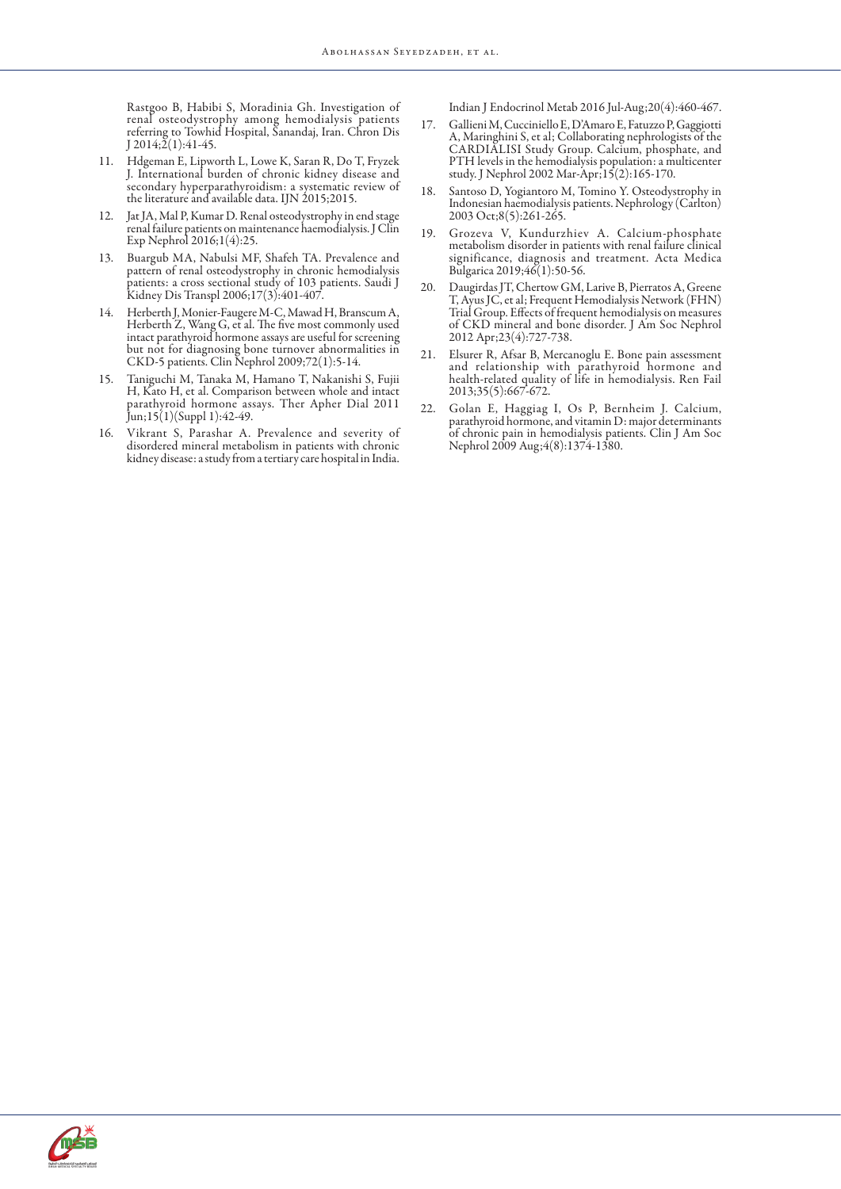Rastgoo B, Habibi S, Moradinia Gh. Investigation of renal osteodystrophy among hemodialysis patients referring to Towhid Hospital, Sanandaj, Iran. Chron Dis J 2014;2(1):41-45.

11. Hdgeman E, Lipworth L, Lowe K, Saran R, Do T, Fryzek J. International burden of chronic kidney disease and secondary hyperparathyroidism: a systematic review of the literature and available data. IJN 2015;2015.
12. Jat JA, Mal P, Kumar D. Renal osteodystrophy in end stage renal failure patients on maintenance haemodialysis. J Clin Exp Nephrol 2016;1(4):25.
13. Buargub MA, Nabulsi MF, Shafeh TA. Prevalence and pattern of renal osteodystrophy in chronic hemodialysis patients: a cross sectional study of 103 patients. Saudi J Kidney Dis Transpl 2006;17(3):401-407.
14. Herberth J, Monier-Faugere M-C, Mawad H, Branscum A, Herberth Z, Wang G, et al. The five most commonly used intact parathyroid hormone assays are useful for screening but not for diagnosing bone turnover abnormalities in CKD-5 patients. Clin Nephrol 2009;72(1):5-14.
15. Taniguchi M, Tanaka M, Hamano T, Nakanishi S, Fujii H, Kato H, et al. Comparison between whole and intact parathyroid hormone assays. Ther Apher Dial 2011 Jun;15(1)(Suppl 1):42-49.
16. Vikrant S, Parashar A. Prevalence and severity of disordered mineral metabolism in patients with chronic kidney disease: a study from a tertiary care hospital in India. Indian J Endocrinol Metab 2016 Jul-Aug;20(4):460-467.
17. Gallieni M, Cucciniello E, D'Amaro E, Fatuzzo P, Gaggiotti A, Maringhini S, et al; Collaborating nephrologists of the CARDIALISI Study Group. Calcium, phosphate, and PTH levels in the hemodialysis population: a multicenter study. J Nephrol 2002 Mar-Apr;15(2):165-170.
18. Santoso D, Yogiantoro M, Tomino Y. Osteodystrophy in Indonesian haemodialysis patients. Nephrology (Carlton) 2003 Oct;8(5):261-265.
19. Grozeva V, Kundurzhiev A. Calcium-phosphate metabolism disorder in patients with renal failure clinical significance, diagnosis and treatment. Acta Medica Bulgarica 2019;46(1):50-56.
20. Daugirdas JT, Chertow GM, Larive B, Pierratos A, Greene T, Ayus JC, et al; Frequent Hemodialysis Network (FHN) Trial Group. Effects of frequent hemodialysis on measures of CKD mineral and bone disorder. J Am Soc Nephrol 2012 Apr;23(4):727-738.
21. Elsurer R, Afsar B, Mercanoglu E. Bone pain assessment and relationship with parathyroid hormone and health-related quality of life in hemodialysis. Ren Fail 2013;35(5):667-672.
22. Golan E, Haggiag I, Os P, Bernheim J. Calcium, parathyroid hormone, and vitamin D: major determinants of chronic pain in hemodialysis patients. Clin J Am Soc Nephrol 2009 Aug;4(8):1374-1380.